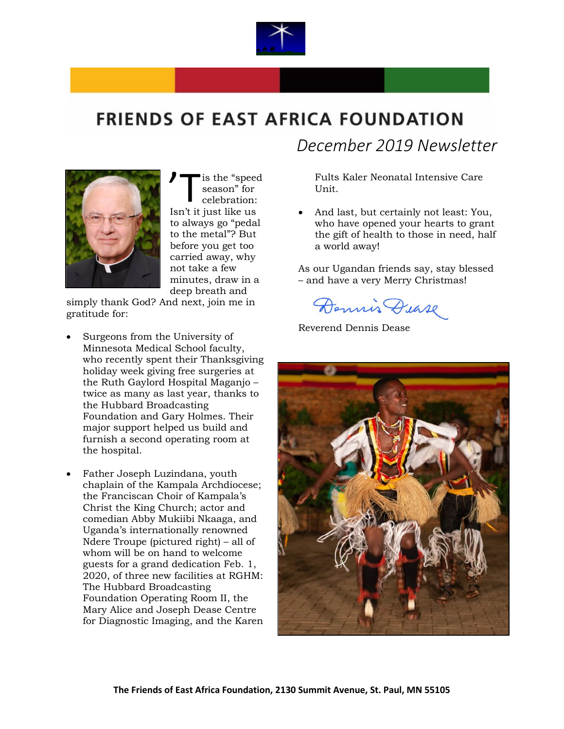# FRIENDS OF EAST AFRICA FOUNDATION

*December 2019 Newsletter*

'Tis the "speed season" for celebration: Isn't it just like us to always go "pedal to the metal"? But before you get too carried away, why not take a few minutes, draw in a deep breath and simply thank God? And next, join me in gratitude for:

- Surgeons from the University of Minnesota Medical School faculty, who recently spent their Thanksgiving holiday week giving free surgeries at the Ruth Gaylord Hospital Maganjo – twice as many as last year, thanks to the Hubbard Broadcasting Foundation and Gary Holmes. Their major support helped us build and furnish a second operating room at the hospital.

- Father Joseph Luzindana, youth chaplain of the Kampala Archdiocese; the Franciscan Choir of Kampala's Christ the King Church; actor and comedian Abby Mukiibi Nkaaga, and Uganda's internationally renowned Ndere Troupe (pictured right) – all of whom will be on hand to welcome guests for a grand dedication Feb. 1, 2020, of three new facilities at RGHM: The Hubbard Broadcasting Foundation Operating Room II, the Mary Alice and Joseph Dease Centre for Diagnostic Imaging, and the Karen Fults Kaler Neonatal Intensive Care Unit.

- And last, but certainly not least: You, who have opened your hearts to grant the gift of health to those in need, half a world away!

As our Ugandan friends say, stay blessed – and have a very Merry Christmas!

Dennis Dease

Reverend Dennis Dease

**The Friends of East Africa Foundation, 2130 Summit Avenue, St. Paul, MN 55105**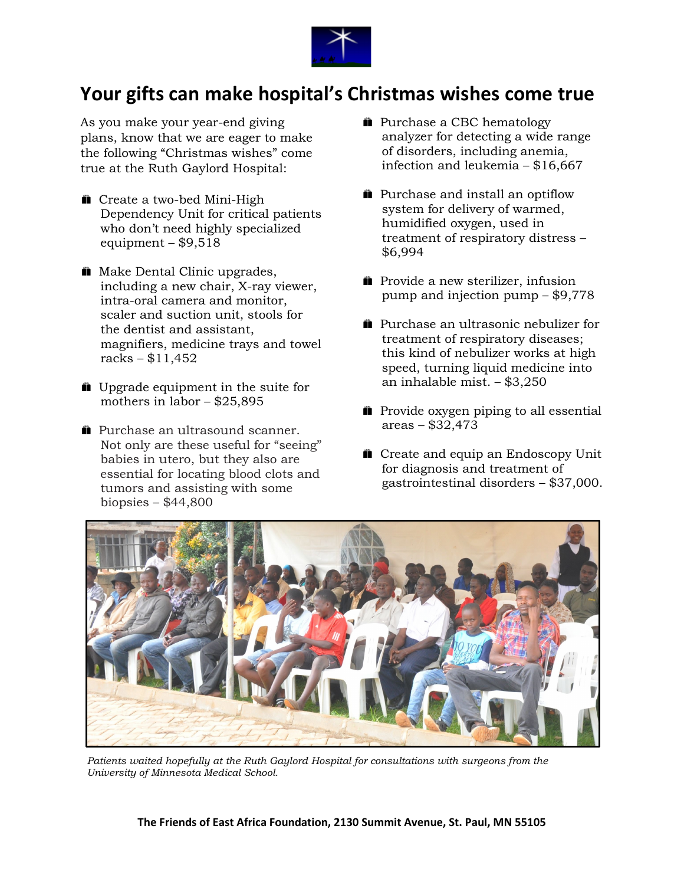# Your gifts can make hospital's Christmas wishes come true

As you make your year-end giving plans, know that we are eager to make the following "Christmas wishes" come true at the Ruth Gaylord Hospital:

- Create a two-bed Mini-High Dependency Unit for critical patients who don't need highly specialized equipment – $9,518
- Make Dental Clinic upgrades, including a new chair, X-ray viewer, intra-oral camera and monitor, scaler and suction unit, stools for the dentist and assistant, magnifiers, medicine trays and towel racks – $11,452
- Upgrade equipment in the suite for mothers in labor – $25,895
- Purchase an ultrasound scanner. Not only are these useful for "seeing" babies in utero, but they also are essential for locating blood clots and tumors and assisting with some biopsies – $44,800
- Purchase a CBC hematology analyzer for detecting a wide range of disorders, including anemia, infection and leukemia – $16,667
- Purchase and install an optiflow system for delivery of warmed, humidified oxygen, used in treatment of respiratory distress – $6,994
- Provide a new sterilizer, infusion pump and injection pump – $9,778
- Purchase an ultrasonic nebulizer for treatment of respiratory diseases; this kind of nebulizer works at high speed, turning liquid medicine into an inhalable mist. – $3,250
- Provide oxygen piping to all essential areas – $32,473
- Create and equip an Endoscopy Unit for diagnosis and treatment of gastrointestinal disorders – $37,000.

*Patients waited hopefully at the Ruth Gaylord Hospital for consultations with surgeons from the University of Minnesota Medical School.*

**The Friends of East Africa Foundation, 2130 Summit Avenue, St. Paul, MN 55105**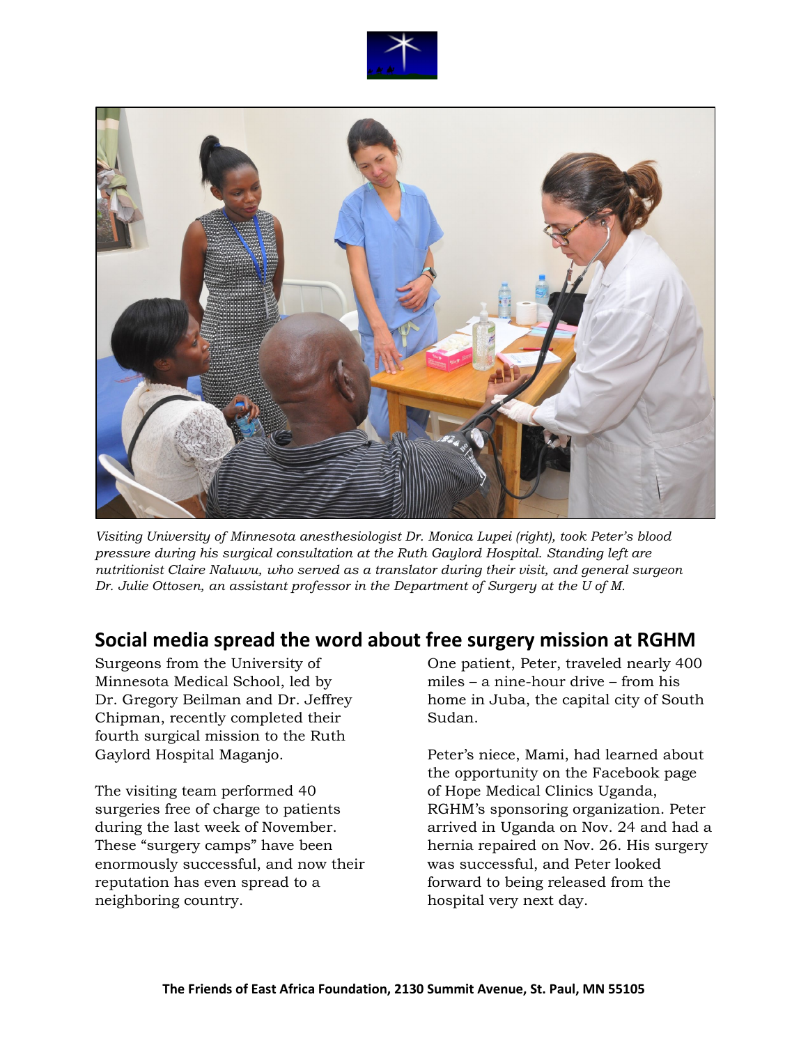*Visiting University of Minnesota anesthesiologist Dr. Monica Lupei (right), took Peter's blood pressure during his surgical consultation at the Ruth Gaylord Hospital. Standing left are nutritionist Claire Naluwu, who served as a translator during their visit, and general surgeon Dr. Julie Ottosen, an assistant professor in the Department of Surgery at the U of M.*

## Social media spread the word about free surgery mission at RGHM

Surgeons from the University of Minnesota Medical School, led by Dr. Gregory Beilman and Dr. Jeffrey Chipman, recently completed their fourth surgical mission to the Ruth Gaylord Hospital Maganjo.

The visiting team performed 40 surgeries free of charge to patients during the last week of November. These "surgery camps" have been enormously successful, and now their reputation has even spread to a neighboring country.

One patient, Peter, traveled nearly 400 miles – a nine-hour drive – from his home in Juba, the capital city of South Sudan.

Peter's niece, Mami, had learned about the opportunity on the Facebook page of Hope Medical Clinics Uganda, RGHM's sponsoring organization. Peter arrived in Uganda on Nov. 24 and had a hernia repaired on Nov. 26. His surgery was successful, and Peter looked forward to being released from the hospital very next day.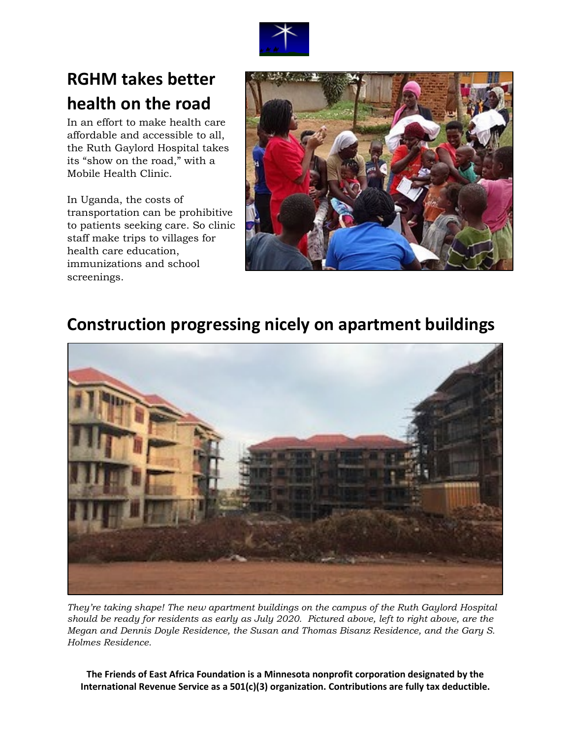## RGHM takes better health on the road

In an effort to make health care affordable and accessible to all, the Ruth Gaylord Hospital takes its "show on the road," with a Mobile Health Clinic.

In Uganda, the costs of transportation can be prohibitive to patients seeking care. So clinic staff make trips to villages for health care education, immunizations and school screenings.

## Construction progressing nicely on apartment buildings

*They're taking shape! The new apartment buildings on the campus of the Ruth Gaylord Hospital should be ready for residents as early as July 2020. Pictured above, left to right above, are the Megan and Dennis Doyle Residence, the Susan and Thomas Bisanz Residence, and the Gary S. Holmes Residence.*

**The Friends of East Africa Foundation is a Minnesota nonprofit corporation designated by the International Revenue Service as a 501(c)(3) organization. Contributions are fully tax deductible.**